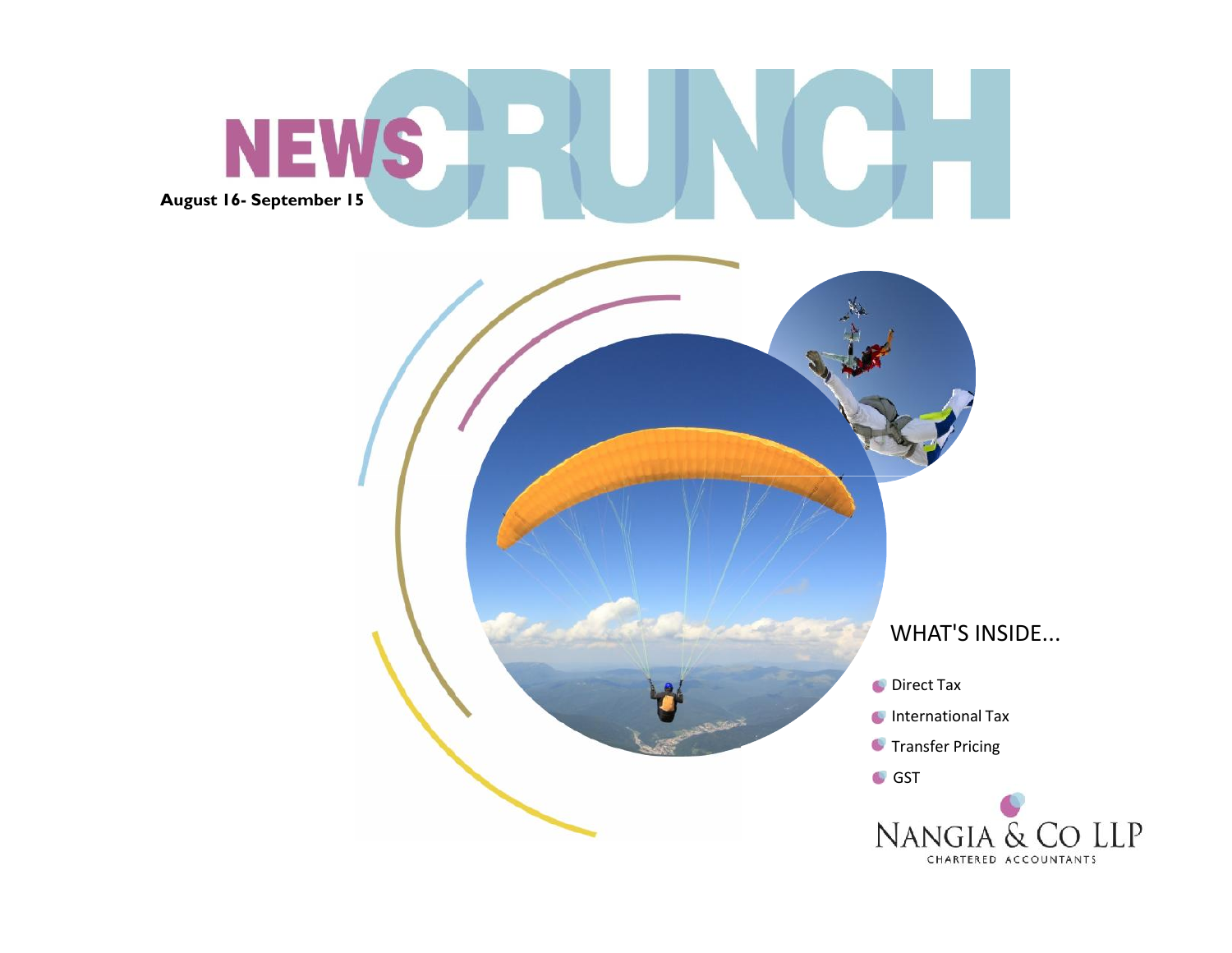# NEWS CRUNCH

**August 16- September 15**

## WHAT'S INSIDE...

- Direct Tax
- International Tax
- Transfer Pricing
- GST

NANGIA & CO LLP

CHARTERED ACCOUNTANTS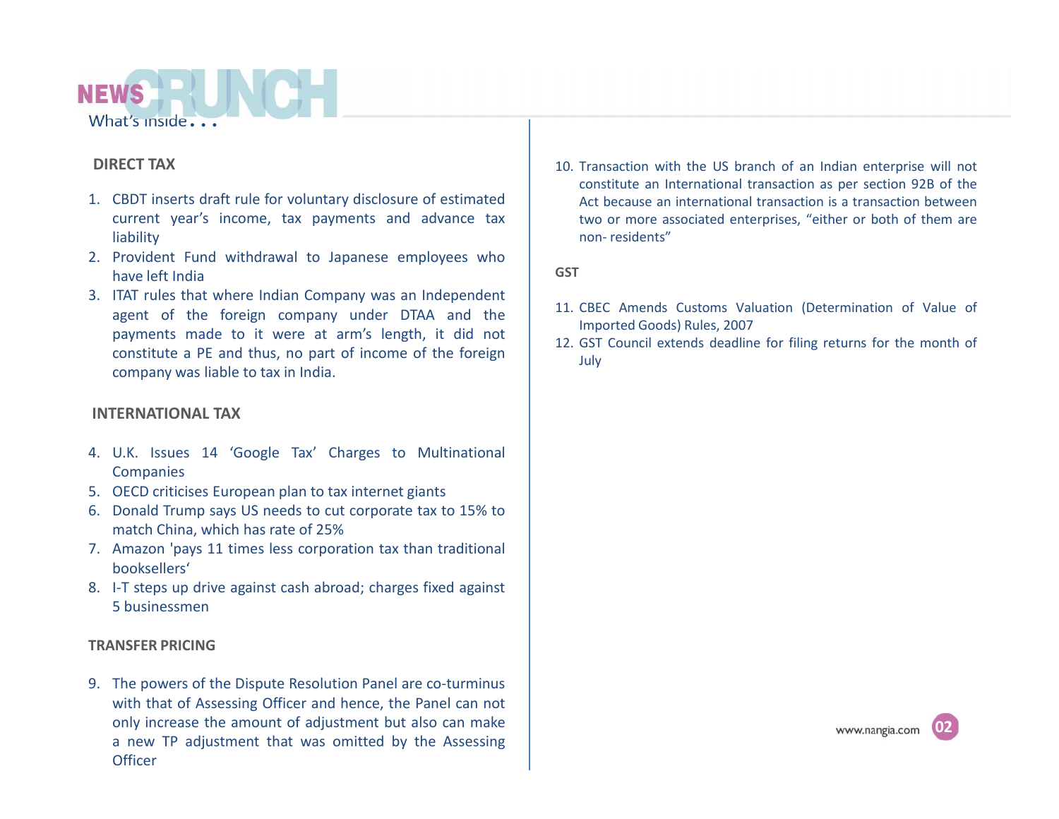# NEWS CRUNCH

What's inside...

## DIRECT TAX

1. CBDT inserts draft rule for voluntary disclosure of estimated current year's income, tax payments and advance tax liability
2. Provident Fund withdrawal to Japanese employees who have left India
3. ITAT rules that where Indian Company was an Independent agent of the foreign company under DTAA and the payments made to it were at arm's length, it did not constitute a PE and thus, no part of income of the foreign company was liable to tax in India.

## INTERNATIONAL TAX

4. U.K. Issues 14 'Google Tax' Charges to Multinational Companies
5. OECD criticises European plan to tax internet giants
6. Donald Trump says US needs to cut corporate tax to 15% to match China, which has rate of 25%
7. Amazon 'pays 11 times less corporation tax than traditional booksellers'
8. I-T steps up drive against cash abroad; charges fixed against 5 businessmen

## TRANSFER PRICING

9. The powers of the Dispute Resolution Panel are co-turminus with that of Assessing Officer and hence, the Panel can not only increase the amount of adjustment but also can make a new TP adjustment that was omitted by the Assessing Officer
10. Transaction with the US branch of an Indian enterprise will not constitute an International transaction as per section 92B of the Act because an international transaction is a transaction between two or more associated enterprises, "either or both of them are non- residents"

## GST

11. CBEC Amends Customs Valuation (Determination of Value of Imported Goods) Rules, 2007
12. GST Council extends deadline for filing returns for the month of July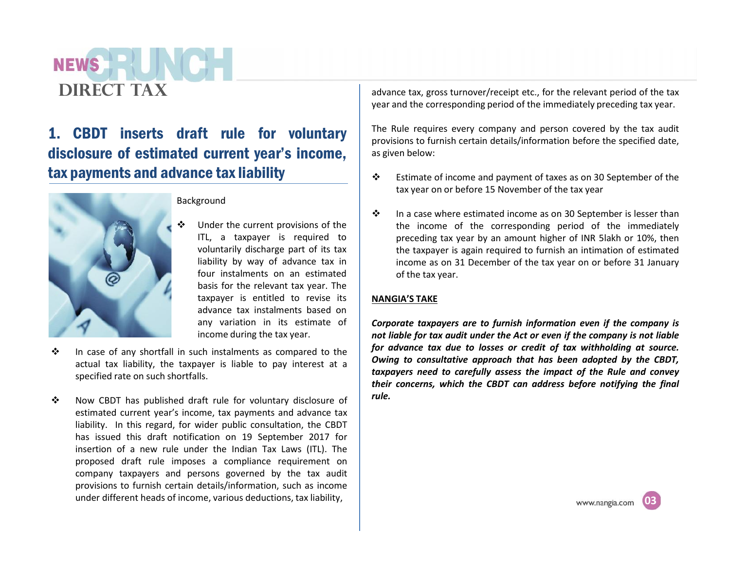# DIRECT TAX

## 1. CBDT inserts draft rule for voluntary disclosure of estimated current year's income, tax payments and advance tax liability

Background

- Under the current provisions of the ITL, a taxpayer is required to voluntarily discharge part of its tax liability by way of advance tax in four instalments on an estimated basis for the relevant tax year. The taxpayer is entitled to revise its advance tax instalments based on any variation in its estimate of income during the tax year.
- In case of any shortfall in such instalments as compared to the actual tax liability, the taxpayer is liable to pay interest at a specified rate on such shortfalls.
- Now CBDT has published draft rule for voluntary disclosure of estimated current year's income, tax payments and advance tax liability. In this regard, for wider public consultation, the CBDT has issued this draft notification on 19 September 2017 for insertion of a new rule under the Indian Tax Laws (ITL). The proposed draft rule imposes a compliance requirement on company taxpayers and persons governed by the tax audit provisions to furnish certain details/information, such as income under different heads of income, various deductions, tax liability, advance tax, gross turnover/receipt etc., for the relevant period of the tax year and the corresponding period of the immediately preceding tax year.

The Rule requires every company and person covered by the tax audit provisions to furnish certain details/information before the specified date, as given below:

- Estimate of income and payment of taxes as on 30 September of the tax year on or before 15 November of the tax year
- In a case where estimated income as on 30 September is lesser than the income of the corresponding period of the immediately preceding tax year by an amount higher of INR 5lakh or 10%, then the taxpayer is again required to furnish an intimation of estimated income as on 31 December of the tax year on or before 31 January of the tax year.

**NANGIA'S TAKE**

***Corporate taxpayers are to furnish information even if the company is not liable for tax audit under the Act or even if the company is not liable for advance tax due to losses or credit of tax withholding at source. Owing to consultative approach that has been adopted by the CBDT, taxpayers need to carefully assess the impact of the Rule and convey their concerns, which the CBDT can address before notifying the final rule.***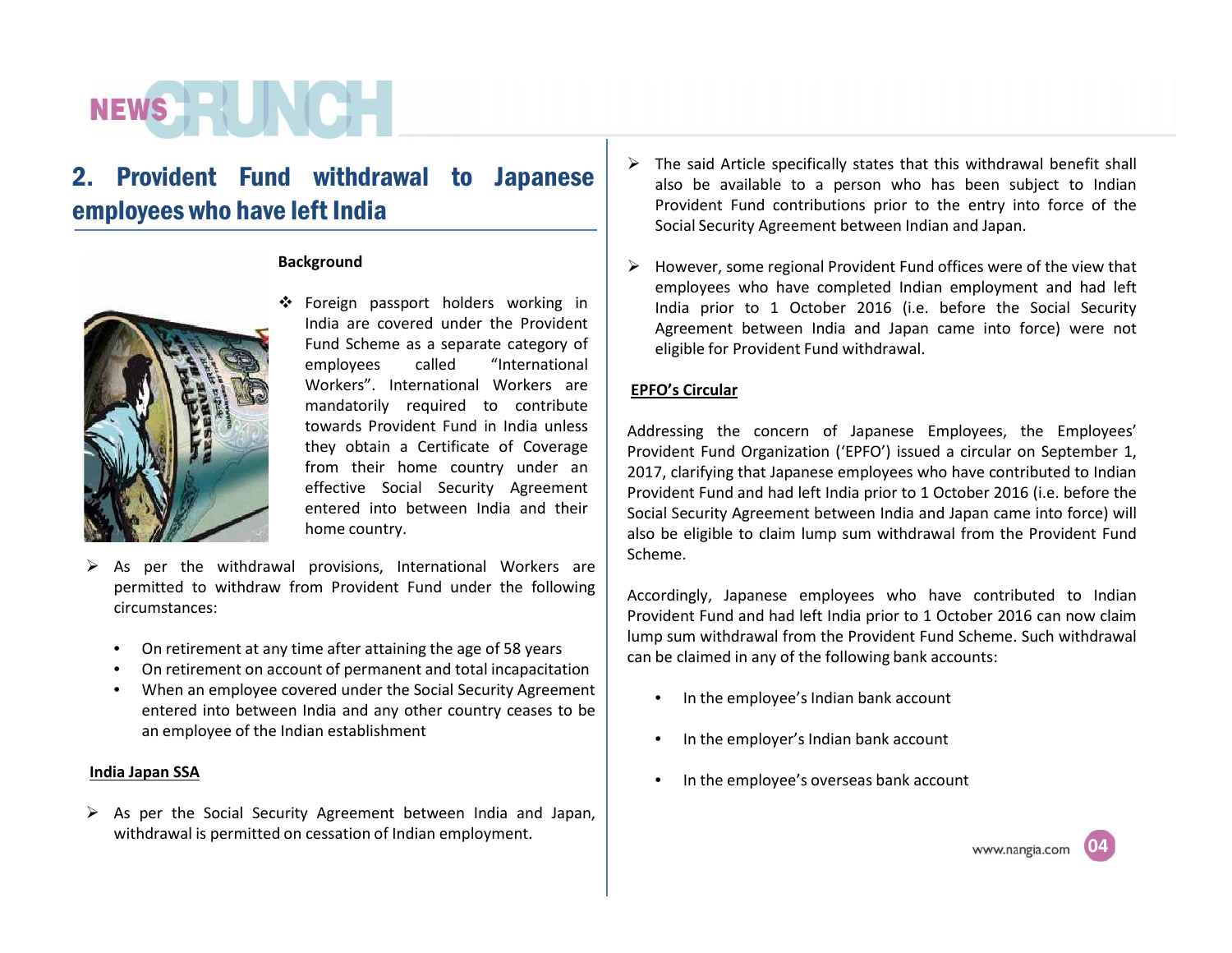## 2. Provident Fund withdrawal to Japanese employees who have left India

**Background**

- Foreign passport holders working in India are covered under the Provident Fund Scheme as a separate category of employees called "International Workers". International Workers are mandatorily required to contribute towards Provident Fund in India unless they obtain a Certificate of Coverage from their home country under an effective Social Security Agreement entered into between India and their home country.

- As per the withdrawal provisions, International Workers are permitted to withdraw from Provident Fund under the following circumstances:
  - On retirement at any time after attaining the age of 58 years
  - On retirement on account of permanent and total incapacitation
  - When an employee covered under the Social Security Agreement entered into between India and any other country ceases to be an employee of the Indian establishment

**India Japan SSA**

- As per the Social Security Agreement between India and Japan, withdrawal is permitted on cessation of Indian employment.

- The said Article specifically states that this withdrawal benefit shall also be available to a person who has been subject to Indian Provident Fund contributions prior to the entry into force of the Social Security Agreement between Indian and Japan.

- However, some regional Provident Fund offices were of the view that employees who have completed Indian employment and had left India prior to 1 October 2016 (i.e. before the Social Security Agreement between India and Japan came into force) were not eligible for Provident Fund withdrawal.

**EPFO's Circular**

Addressing the concern of Japanese Employees, the Employees' Provident Fund Organization ('EPFO') issued a circular on September 1, 2017, clarifying that Japanese employees who have contributed to Indian Provident Fund and had left India prior to 1 October 2016 (i.e. before the Social Security Agreement between India and Japan came into force) will also be eligible to claim lump sum withdrawal from the Provident Fund Scheme.

Accordingly, Japanese employees who have contributed to Indian Provident Fund and had left India prior to 1 October 2016 can now claim lump sum withdrawal from the Provident Fund Scheme. Such withdrawal can be claimed in any of the following bank accounts:

- In the employee's Indian bank account
- In the employer's Indian bank account
- In the employee's overseas bank account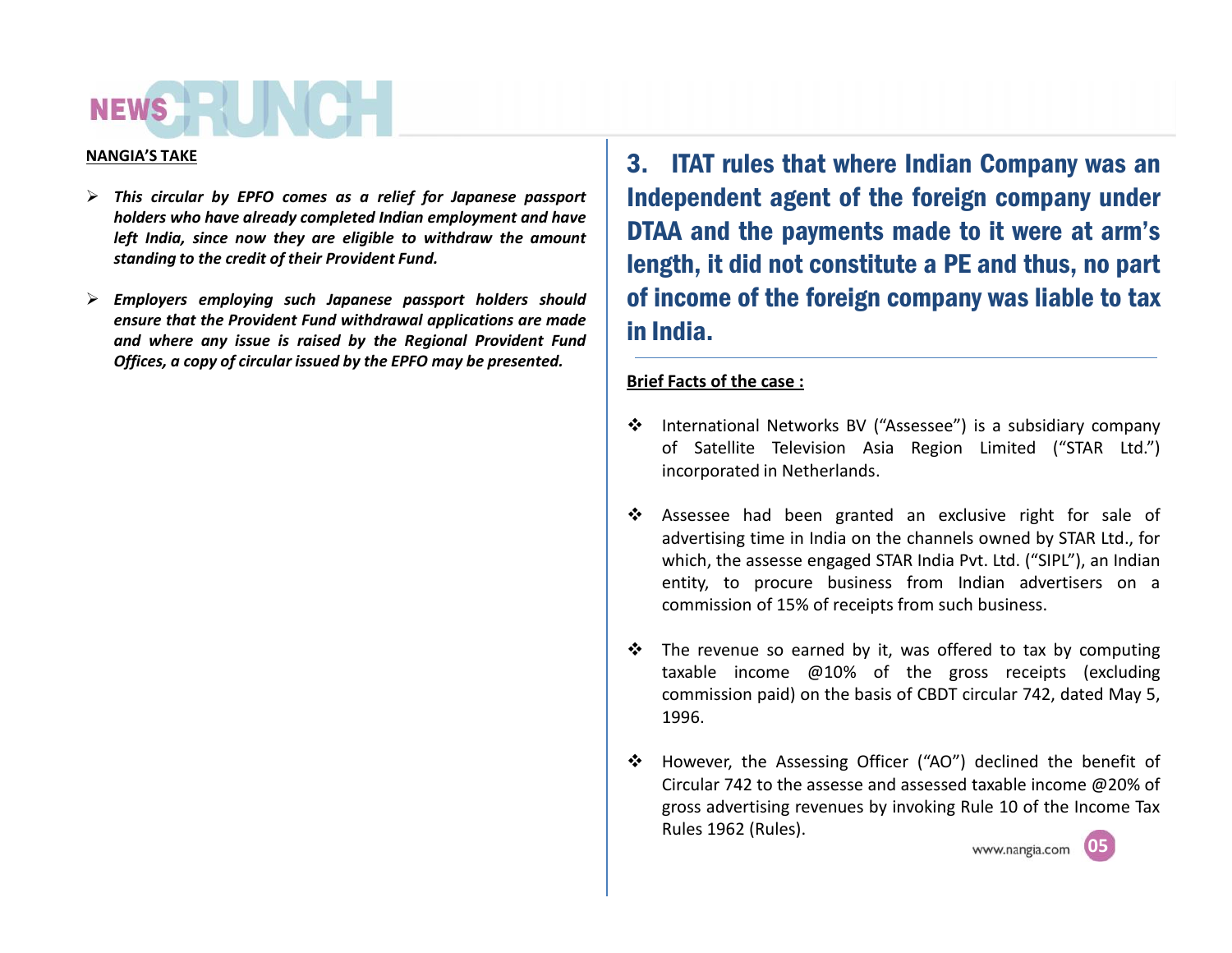**NANGIA'S TAKE**

- ***This circular by EPFO comes as a relief for Japanese passport holders who have already completed Indian employment and have left India, since now they are eligible to withdraw the amount standing to the credit of their Provident Fund.***

- ***Employers employing such Japanese passport holders should ensure that the Provident Fund withdrawal applications are made and where any issue is raised by the Regional Provident Fund Offices, a copy of circular issued by the EPFO may be presented.***

## 3. ITAT rules that where Indian Company was an Independent agent of the foreign company under DTAA and the payments made to it were at arm's length, it did not constitute a PE and thus, no part of income of the foreign company was liable to tax in India.

**Brief Facts of the case :**

- International Networks BV ("Assessee") is a subsidiary company of Satellite Television Asia Region Limited ("STAR Ltd.") incorporated in Netherlands.

- Assessee had been granted an exclusive right for sale of advertising time in India on the channels owned by STAR Ltd., for which, the assesse engaged STAR India Pvt. Ltd. ("SIPL"), an Indian entity, to procure business from Indian advertisers on a commission of 15% of receipts from such business.

- The revenue so earned by it, was offered to tax by computing taxable income @10% of the gross receipts (excluding commission paid) on the basis of CBDT circular 742, dated May 5, 1996.

- However, the Assessing Officer ("AO") declined the benefit of Circular 742 to the assesse and assessed taxable income @20% of gross advertising revenues by invoking Rule 10 of the Income Tax Rules 1962 (Rules).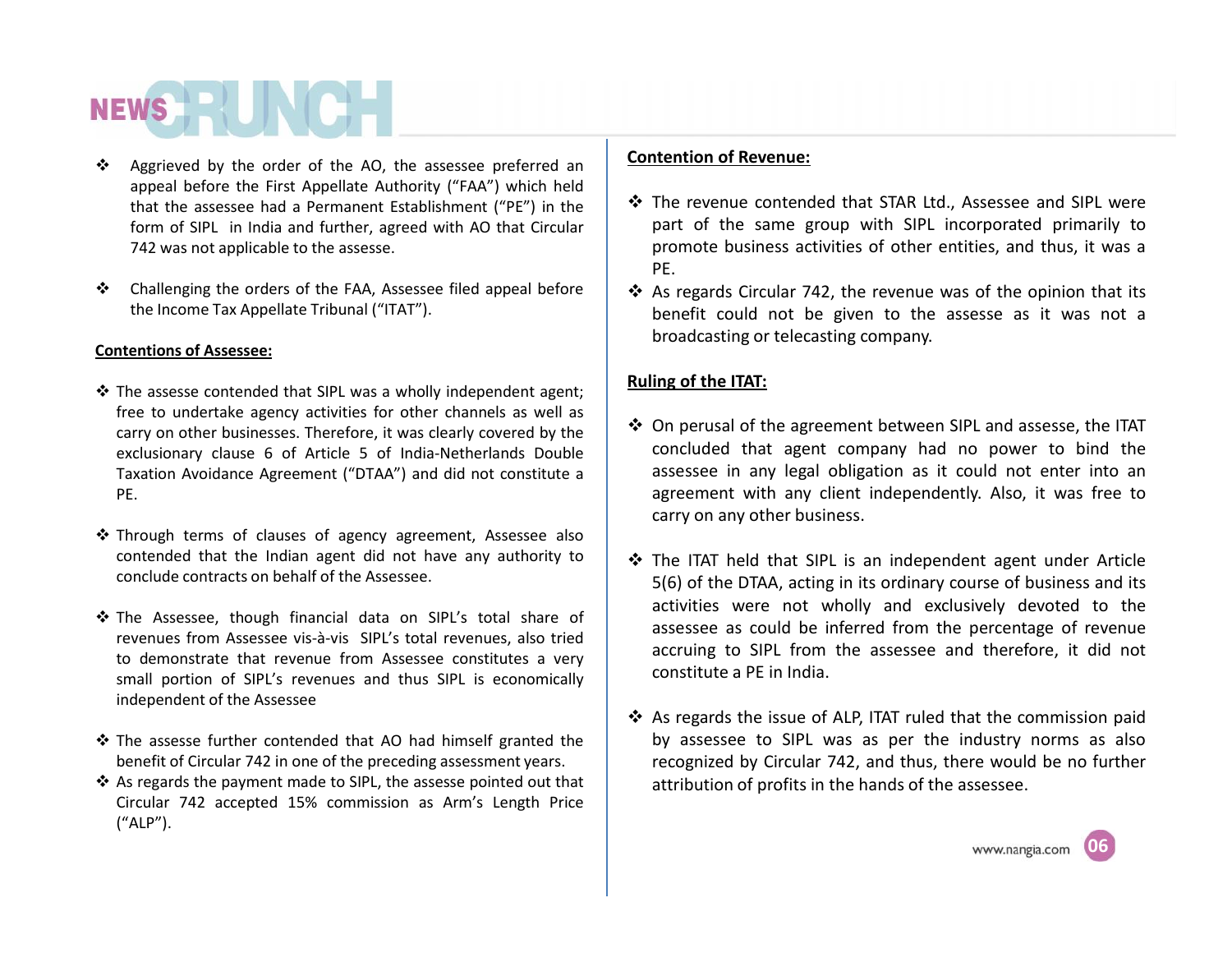- Aggrieved by the order of the AO, the assessee preferred an appeal before the First Appellate Authority ("FAA") which held that the assessee had a Permanent Establishment ("PE") in the form of SIPL in India and further, agreed with AO that Circular 742 was not applicable to the assesse.

- Challenging the orders of the FAA, Assessee filed appeal before the Income Tax Appellate Tribunal ("ITAT").

**Contentions of Assessee:**

- The assesse contended that SIPL was a wholly independent agent; free to undertake agency activities for other channels as well as carry on other businesses. Therefore, it was clearly covered by the exclusionary clause 6 of Article 5 of India-Netherlands Double Taxation Avoidance Agreement ("DTAA") and did not constitute a PE.

- Through terms of clauses of agency agreement, Assessee also contended that the Indian agent did not have any authority to conclude contracts on behalf of the Assessee.

- The Assessee, though financial data on SIPL's total share of revenues from Assessee vis-à-vis SIPL's total revenues, also tried to demonstrate that revenue from Assessee constitutes a very small portion of SIPL's revenues and thus SIPL is economically independent of the Assessee

- The assesse further contended that AO had himself granted the benefit of Circular 742 in one of the preceding assessment years.
- As regards the payment made to SIPL, the assesse pointed out that Circular 742 accepted 15% commission as Arm's Length Price ("ALP").

**Contention of Revenue:**

- The revenue contended that STAR Ltd., Assessee and SIPL were part of the same group with SIPL incorporated primarily to promote business activities of other entities, and thus, it was a PE.
- As regards Circular 742, the revenue was of the opinion that its benefit could not be given to the assesse as it was not a broadcasting or telecasting company.

**Ruling of the ITAT:**

- On perusal of the agreement between SIPL and assesse, the ITAT concluded that agent company had no power to bind the assessee in any legal obligation as it could not enter into an agreement with any client independently. Also, it was free to carry on any other business.

- The ITAT held that SIPL is an independent agent under Article 5(6) of the DTAA, acting in its ordinary course of business and its activities were not wholly and exclusively devoted to the assessee as could be inferred from the percentage of revenue accruing to SIPL from the assessee and therefore, it did not constitute a PE in India.

- As regards the issue of ALP, ITAT ruled that the commission paid by assessee to SIPL was as per the industry norms as also recognized by Circular 742, and thus, there would be no further attribution of profits in the hands of the assessee.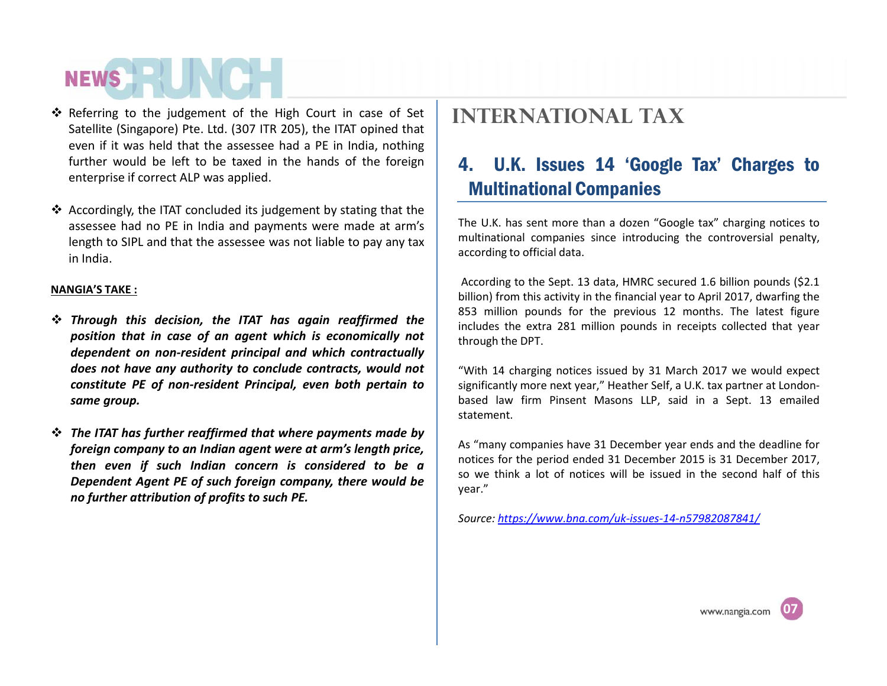- Referring to the judgement of the High Court in case of Set Satellite (Singapore) Pte. Ltd. (307 ITR 205), the ITAT opined that even if it was held that the assessee had a PE in India, nothing further would be left to be taxed in the hands of the foreign enterprise if correct ALP was applied.

- Accordingly, the ITAT concluded its judgement by stating that the assessee had no PE in India and payments were made at arm's length to SIPL and that the assessee was not liable to pay any tax in India.

**NANGIA'S TAKE :**

- ***Through this decision, the ITAT has again reaffirmed the position that in case of an agent which is economically not dependent on non-resident principal and which contractually does not have any authority to conclude contracts, would not constitute PE of non-resident Principal, even both pertain to same group.***

- ***The ITAT has further reaffirmed that where payments made by foreign company to an Indian agent were at arm's length price, then even if such Indian concern is considered to be a Dependent Agent PE of such foreign company, there would be no further attribution of profits to such PE.***

# INTERNATIONAL TAX

## 4. U.K. Issues 14 'Google Tax' Charges to Multinational Companies

The U.K. has sent more than a dozen "Google tax" charging notices to multinational companies since introducing the controversial penalty, according to official data.

According to the Sept. 13 data, HMRC secured 1.6 billion pounds ($2.1 billion) from this activity in the financial year to April 2017, dwarfing the 853 million pounds for the previous 12 months. The latest figure includes the extra 281 million pounds in receipts collected that year through the DPT.

"With 14 charging notices issued by 31 March 2017 we would expect significantly more next year," Heather Self, a U.K. tax partner at London-based law firm Pinsent Masons LLP, said in a Sept. 13 emailed statement.

As "many companies have 31 December year ends and the deadline for notices for the period ended 31 December 2015 is 31 December 2017, so we think a lot of notices will be issued in the second half of this year."

*Source: [https://www.bna.com/uk-issues-14-n57982087841/](https://www.bna.com/uk-issues-14-n57982087841/)*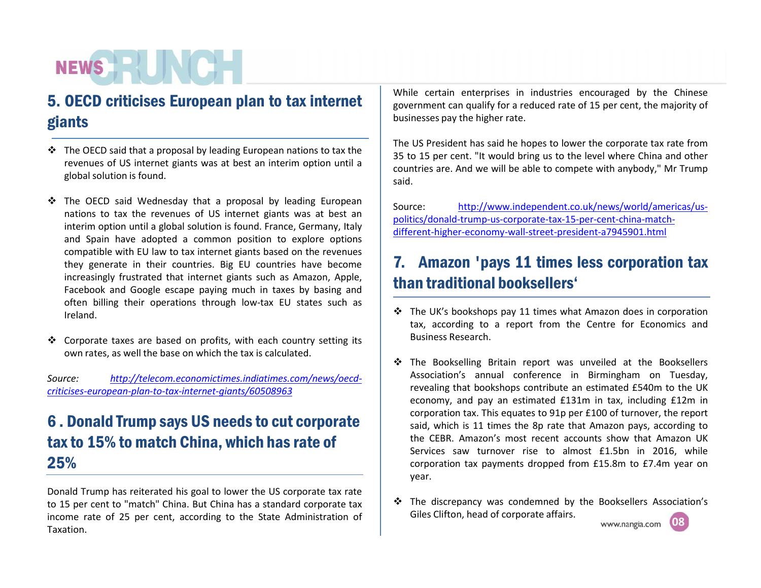## 5. OECD criticises European plan to tax internet giants

- The OECD said that a proposal by leading European nations to tax the revenues of US internet giants was at best an interim option until a global solution is found.

- The OECD said Wednesday that a proposal by leading European nations to tax the revenues of US internet giants was at best an interim option until a global solution is found. France, Germany, Italy and Spain have adopted a common position to explore options compatible with EU law to tax internet giants based on the revenues they generate in their countries. Big EU countries have become increasingly frustrated that internet giants such as Amazon, Apple, Facebook and Google escape paying much in taxes by basing and often billing their operations through low-tax EU states such as Ireland.

- Corporate taxes are based on profits, with each country setting its own rates, as well the base on which the tax is calculated.

*Source: http://telecom.economictimes.indiatimes.com/news/oecd-criticises-european-plan-to-tax-internet-giants/60508963*

## 6 . Donald Trump says US needs to cut corporate tax to 15% to match China, which has rate of 25%

Donald Trump has reiterated his goal to lower the US corporate tax rate to 15 per cent to "match" China. But China has a standard corporate tax income rate of 25 per cent, according to the State Administration of Taxation.

While certain enterprises in industries encouraged by the Chinese government can qualify for a reduced rate of 15 per cent, the majority of businesses pay the higher rate.

The US President has said he hopes to lower the corporate tax rate from 35 to 15 per cent. "It would bring us to the level where China and other countries are. And we will be able to compete with anybody," Mr Trump said.

Source: http://www.independent.co.uk/news/world/americas/us-politics/donald-trump-us-corporate-tax-15-per-cent-china-match-different-higher-economy-wall-street-president-a7945901.html

## 7. Amazon 'pays 11 times less corporation tax than traditional booksellers'

- The UK's bookshops pay 11 times what Amazon does in corporation tax, according to a report from the Centre for Economics and Business Research.

- The Bookselling Britain report was unveiled at the Booksellers Association's annual conference in Birmingham on Tuesday, revealing that bookshops contribute an estimated £540m to the UK economy, and pay an estimated £131m in tax, including £12m in corporation tax. This equates to 91p per £100 of turnover, the report said, which is 11 times the 8p rate that Amazon pays, according to the CEBR. Amazon's most recent accounts show that Amazon UK Services saw turnover rise to almost £1.5bn in 2016, while corporation tax payments dropped from £15.8m to £7.4m year on year.

- The discrepancy was condemned by the Booksellers Association's Giles Clifton, head of corporate affairs.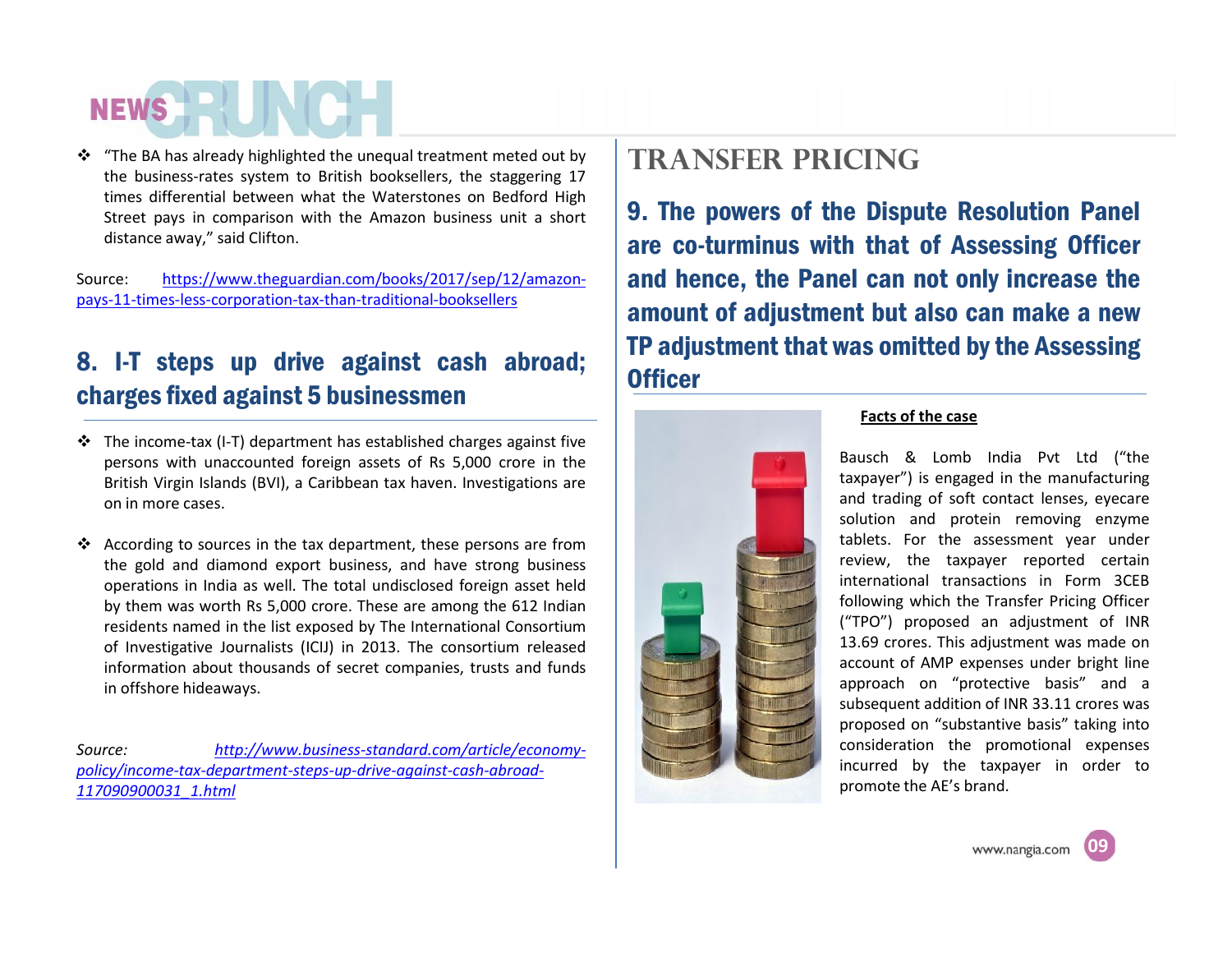- "The BA has already highlighted the unequal treatment meted out by the business-rates system to British booksellers, the staggering 17 times differential between what the Waterstones on Bedford High Street pays in comparison with the Amazon business unit a short distance away," said Clifton.

Source: https://www.theguardian.com/books/2017/sep/12/amazon-pays-11-times-less-corporation-tax-than-traditional-booksellers

## 8. I-T steps up drive against cash abroad; charges fixed against 5 businessmen

- The income-tax (I-T) department has established charges against five persons with unaccounted foreign assets of Rs 5,000 crore in the British Virgin Islands (BVI), a Caribbean tax haven. Investigations are on in more cases.

- According to sources in the tax department, these persons are from the gold and diamond export business, and have strong business operations in India as well. The total undisclosed foreign asset held by them was worth Rs 5,000 crore. These are among the 612 Indian residents named in the list exposed by The International Consortium of Investigative Journalists (ICIJ) in 2013. The consortium released information about thousands of secret companies, trusts and funds in offshore hideaways.

*Source: http://www.business-standard.com/article/economy-policy/income-tax-department-steps-up-drive-against-cash-abroad-117090900031_1.html*

# TRANSFER PRICING

## 9. The powers of the Dispute Resolution Panel are co-turminus with that of Assessing Officer and hence, the Panel can not only increase the amount of adjustment but also can make a new TP adjustment that was omitted by the Assessing Officer

**Facts of the case**

Bausch & Lomb India Pvt Ltd ("the taxpayer") is engaged in the manufacturing and trading of soft contact lenses, eyecare solution and protein removing enzyme tablets. For the assessment year under review, the taxpayer reported certain international transactions in Form 3CEB following which the Transfer Pricing Officer ("TPO") proposed an adjustment of INR 13.69 crores. This adjustment was made on account of AMP expenses under bright line approach on "protective basis" and a subsequent addition of INR 33.11 crores was proposed on "substantive basis" taking into consideration the promotional expenses incurred by the taxpayer in order to promote the AE's brand.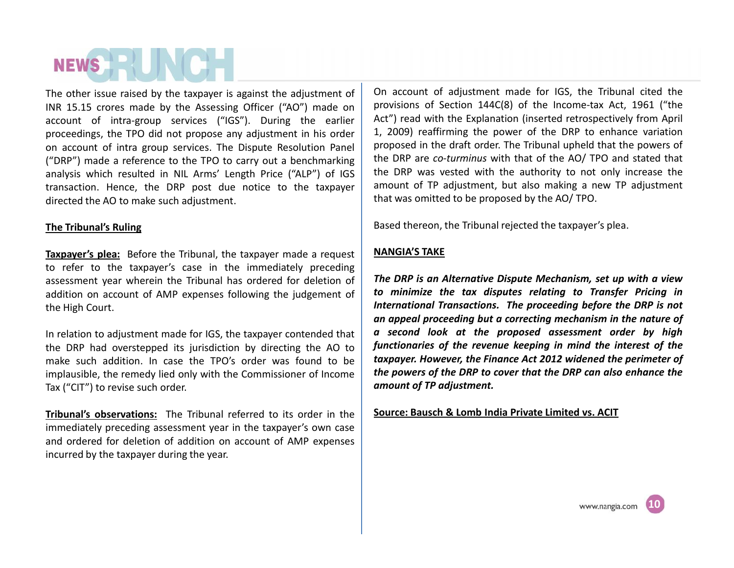The other issue raised by the taxpayer is against the adjustment of INR 15.15 crores made by the Assessing Officer ("AO") made on account of intra-group services ("IGS"). During the earlier proceedings, the TPO did not propose any adjustment in his order on account of intra group services. The Dispute Resolution Panel ("DRP") made a reference to the TPO to carry out a benchmarking analysis which resulted in NIL Arms' Length Price ("ALP") of IGS transaction. Hence, the DRP post due notice to the taxpayer directed the AO to make such adjustment.

**The Tribunal's Ruling**

**Taxpayer's plea:** Before the Tribunal, the taxpayer made a request to refer to the taxpayer's case in the immediately preceding assessment year wherein the Tribunal has ordered for deletion of addition on account of AMP expenses following the judgement of the High Court.

In relation to adjustment made for IGS, the taxpayer contended that the DRP had overstepped its jurisdiction by directing the AO to make such addition. In case the TPO's order was found to be implausible, the remedy lied only with the Commissioner of Income Tax ("CIT") to revise such order.

**Tribunal's observations:** The Tribunal referred to its order in the immediately preceding assessment year in the taxpayer's own case and ordered for deletion of addition on account of AMP expenses incurred by the taxpayer during the year.

On account of adjustment made for IGS, the Tribunal cited the provisions of Section 144C(8) of the Income-tax Act, 1961 ("the Act") read with the Explanation (inserted retrospectively from April 1, 2009) reaffirming the power of the DRP to enhance variation proposed in the draft order. The Tribunal upheld that the powers of the DRP are *co-turminus* with that of the AO/ TPO and stated that the DRP was vested with the authority to not only increase the amount of TP adjustment, but also making a new TP adjustment that was omitted to be proposed by the AO/ TPO.

Based thereon, the Tribunal rejected the taxpayer's plea.

**NANGIA'S TAKE**

***The DRP is an Alternative Dispute Mechanism, set up with a view to minimize the tax disputes relating to Transfer Pricing in International Transactions. The proceeding before the DRP is not an appeal proceeding but a correcting mechanism in the nature of a second look at the proposed assessment order by high functionaries of the revenue keeping in mind the interest of the taxpayer. However, the Finance Act 2012 widened the perimeter of the powers of the DRP to cover that the DRP can also enhance the amount of TP adjustment.***

**Source: Bausch & Lomb India Private Limited vs. ACIT**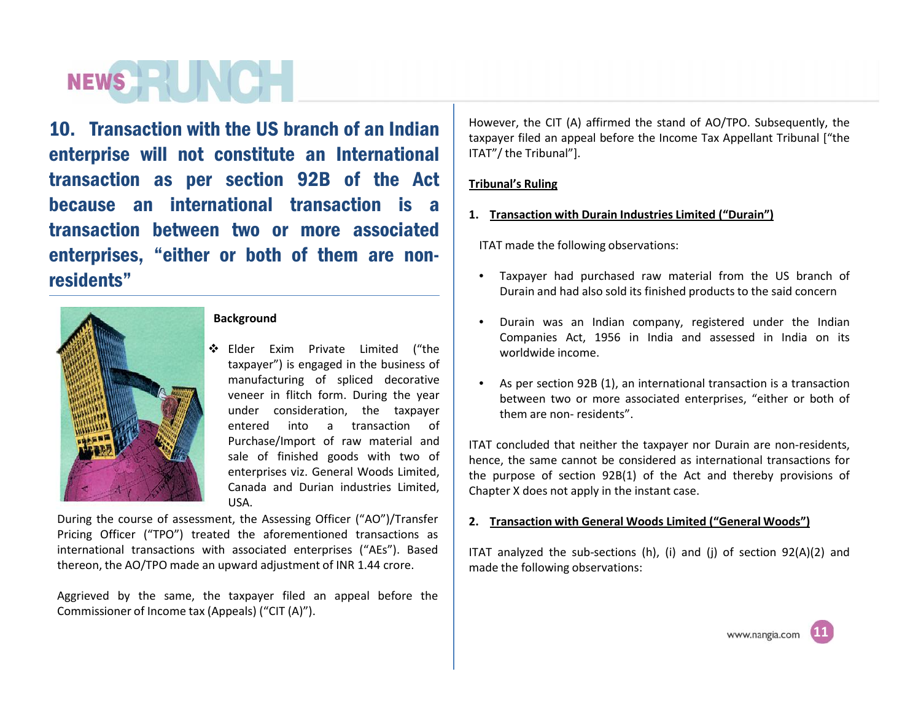## 10. Transaction with the US branch of an Indian enterprise will not constitute an International transaction as per section 92B of the Act because an international transaction is a transaction between two or more associated enterprises, "either or both of them are non-residents"

**Background**

- Elder Exim Private Limited ("the taxpayer") is engaged in the business of manufacturing of spliced decorative veneer in flitch form. During the year under consideration, the taxpayer entered into a transaction of Purchase/Import of raw material and sale of finished goods with two of enterprises viz. General Woods Limited, Canada and Durian industries Limited, USA.

During the course of assessment, the Assessing Officer ("AO")/Transfer Pricing Officer ("TPO") treated the aforementioned transactions as international transactions with associated enterprises ("AEs"). Based thereon, the AO/TPO made an upward adjustment of INR 1.44 crore.

Aggrieved by the same, the taxpayer filed an appeal before the Commissioner of Income tax (Appeals) ("CIT (A)").

However, the CIT (A) affirmed the stand of AO/TPO. Subsequently, the taxpayer filed an appeal before the Income Tax Appellant Tribunal ["the ITAT"/ the Tribunal"].

**Tribunal's Ruling**

**1. Transaction with Durain Industries Limited ("Durain")**

ITAT made the following observations:

- Taxpayer had purchased raw material from the US branch of Durain and had also sold its finished products to the said concern
- Durain was an Indian company, registered under the Indian Companies Act, 1956 in India and assessed in India on its worldwide income.
- As per section 92B (1), an international transaction is a transaction between two or more associated enterprises, "either or both of them are non- residents".

ITAT concluded that neither the taxpayer nor Durain are non-residents, hence, the same cannot be considered as international transactions for the purpose of section 92B(1) of the Act and thereby provisions of Chapter X does not apply in the instant case.

**2. Transaction with General Woods Limited ("General Woods")**

ITAT analyzed the sub-sections (h), (i) and (j) of section 92(A)(2) and made the following observations: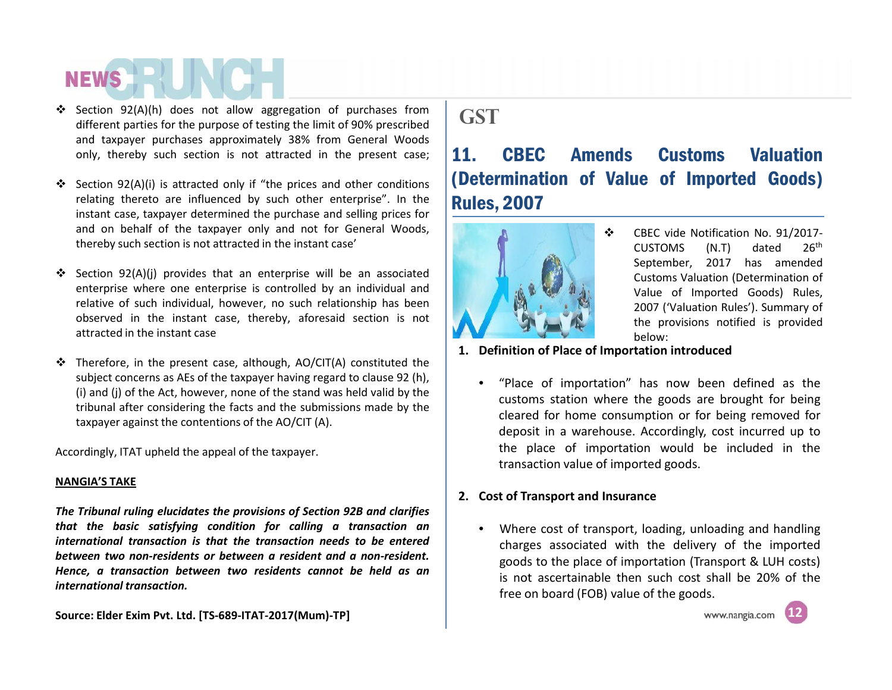- Section 92(A)(h) does not allow aggregation of purchases from different parties for the purpose of testing the limit of 90% prescribed and taxpayer purchases approximately 38% from General Woods only, thereby such section is not attracted in the present case;

- Section 92(A)(i) is attracted only if "the prices and other conditions relating thereto are influenced by such other enterprise". In the instant case, taxpayer determined the purchase and selling prices for and on behalf of the taxpayer only and not for General Woods, thereby such section is not attracted in the instant case'

- Section 92(A)(j) provides that an enterprise will be an associated enterprise where one enterprise is controlled by an individual and relative of such individual, however, no such relationship has been observed in the instant case, thereby, aforesaid section is not attracted in the instant case

- Therefore, in the present case, although, AO/CIT(A) constituted the subject concerns as AEs of the taxpayer having regard to clause 92 (h), (i) and (j) of the Act, however, none of the stand was held valid by the tribunal after considering the facts and the submissions made by the taxpayer against the contentions of the AO/CIT (A).

Accordingly, ITAT upheld the appeal of the taxpayer.

**NANGIA'S TAKE**

***The Tribunal ruling elucidates the provisions of Section 92B and clarifies that the basic satisfying condition for calling a transaction an international transaction is that the transaction needs to be entered between two non-residents or between a resident and a non-resident. Hence, a transaction between two residents cannot be held as an international transaction.***

**Source: Elder Exim Pvt. Ltd. [TS-689-ITAT-2017(Mum)-TP]**

# GST

## 11. CBEC Amends Customs Valuation (Determination of Value of Imported Goods) Rules, 2007

- CBEC vide Notification No. 91/2017-CUSTOMS (N.T) dated 26th September, 2017 has amended Customs Valuation (Determination of Value of Imported Goods) Rules, 2007 ('Valuation Rules'). Summary of the provisions notified is provided below:

**1. Definition of Place of Importation introduced**

- "Place of importation" has now been defined as the customs station where the goods are brought for being cleared for home consumption or for being removed for deposit in a warehouse. Accordingly, cost incurred up to the place of importation would be included in the transaction value of imported goods.

**2. Cost of Transport and Insurance**

- Where cost of transport, loading, unloading and handling charges associated with the delivery of the imported goods to the place of importation (Transport & LUH costs) is not ascertainable then such cost shall be 20% of the free on board (FOB) value of the goods.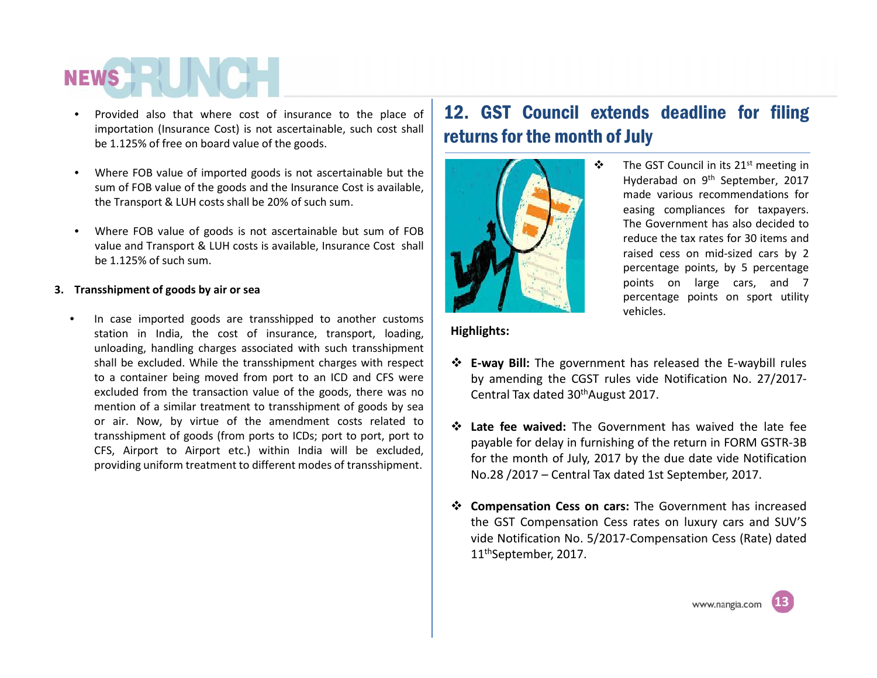- Provided also that where cost of insurance to the place of importation (Insurance Cost) is not ascertainable, such cost shall be 1.125% of free on board value of the goods.

- Where FOB value of imported goods is not ascertainable but the sum of FOB value of the goods and the Insurance Cost is available, the Transport & LUH costs shall be 20% of such sum.

- Where FOB value of goods is not ascertainable but sum of FOB value and Transport & LUH costs is available, Insurance Cost shall be 1.125% of such sum.

**3. Transshipment of goods by air or sea**

- In case imported goods are transshipped to another customs station in India, the cost of insurance, transport, loading, unloading, handling charges associated with such transshipment shall be excluded. While the transshipment charges with respect to a container being moved from port to an ICD and CFS were excluded from the transaction value of the goods, there was no mention of a similar treatment to transshipment of goods by sea or air. Now, by virtue of the amendment costs related to transshipment of goods (from ports to ICDs; port to port, port to CFS, Airport to Airport etc.) within India will be excluded, providing uniform treatment to different modes of transshipment.

## 12. GST Council extends deadline for filing returns for the month of July

- The GST Council in its 21st meeting in Hyderabad on 9th September, 2017 made various recommendations for easing compliances for taxpayers. The Government has also decided to reduce the tax rates for 30 items and raised cess on mid-sized cars by 2 percentage points, by 5 percentage points on large cars, and 7 percentage points on sport utility vehicles.

**Highlights:**

- **E-way Bill:** The government has released the E-waybill rules by amending the CGST rules vide Notification No. 27/2017-Central Tax dated 30th August 2017.

- **Late fee waived:** The Government has waived the late fee payable for delay in furnishing of the return in FORM GSTR-3B for the month of July, 2017 by the due date vide Notification No.28 /2017 – Central Tax dated 1st September, 2017.

- **Compensation Cess on cars:** The Government has increased the GST Compensation Cess rates on luxury cars and SUV'S vide Notification No. 5/2017-Compensation Cess (Rate) dated 11th September, 2017.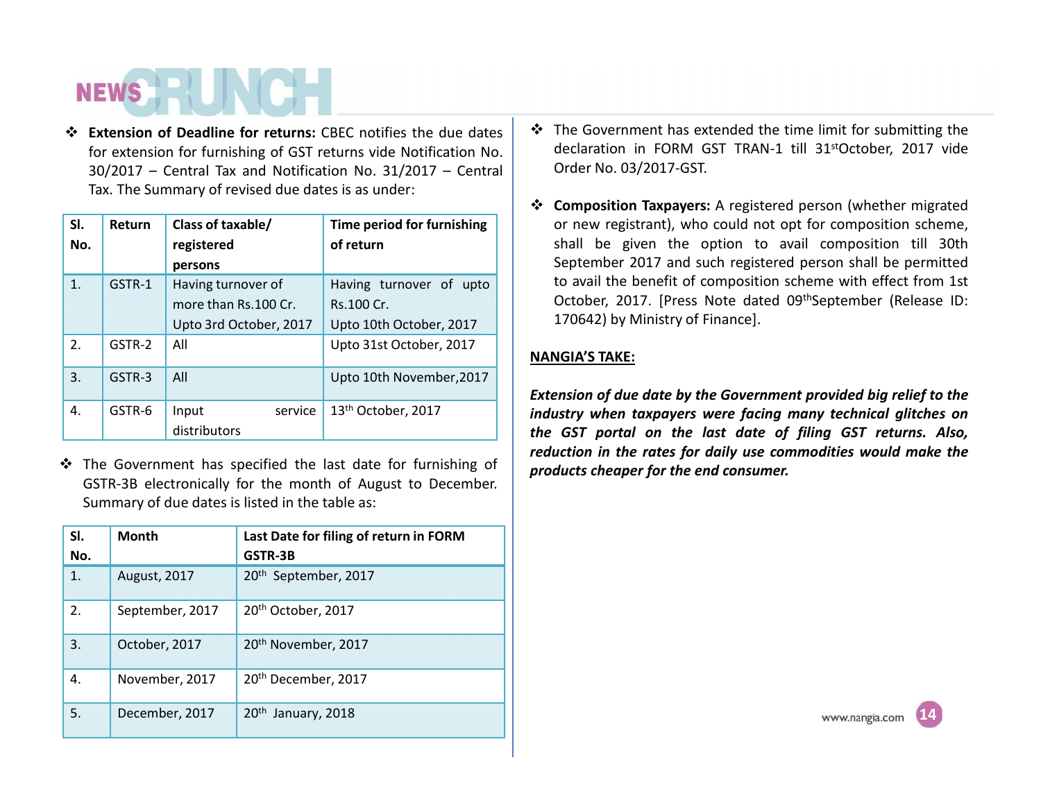- **Extension of Deadline for returns:** CBEC notifies the due dates for extension for furnishing of GST returns vide Notification No. 30/2017 – Central Tax and Notification No. 31/2017 – Central Tax. The Summary of revised due dates is as under:

| Sl. No. | Return | Class of taxable/ registered persons | Time period for furnishing of return |
|---|---|---|---|
| 1. | GSTR-1 | Having turnover of more than Rs.100 Cr. Upto 3rd October, 2017 | Having turnover of upto Rs.100 Cr. Upto 10th October, 2017 |
| 2. | GSTR-2 | All | Upto 31st October, 2017 |
| 3. | GSTR-3 | All | Upto 10th November,2017 |
| 4. | GSTR-6 | Input service distributors | 13th October, 2017 |

- The Government has specified the last date for furnishing of GSTR-3B electronically for the month of August to December. Summary of due dates is listed in the table as:

| Sl. No. | Month | Last Date for filing of return in FORM GSTR-3B |
|---|---|---|
| 1. | August, 2017 | 20th September, 2017 |
| 2. | September, 2017 | 20th October, 2017 |
| 3. | October, 2017 | 20th November, 2017 |
| 4. | November, 2017 | 20th December, 2017 |
| 5. | December, 2017 | 20th January, 2018 |

- The Government has extended the time limit for submitting the declaration in FORM GST TRAN-1 till 31st October, 2017 vide Order No. 03/2017-GST.

- **Composition Taxpayers:** A registered person (whether migrated or new registrant), who could not opt for composition scheme, shall be given the option to avail composition till 30th September 2017 and such registered person shall be permitted to avail the benefit of composition scheme with effect from 1st October, 2017. [Press Note dated 09th September (Release ID: 170642) by Ministry of Finance].

**NANGIA'S TAKE:**

***Extension of due date by the Government provided big relief to the industry when taxpayers were facing many technical glitches on the GST portal on the last date of filing GST returns. Also, reduction in the rates for daily use commodities would make the products cheaper for the end consumer.***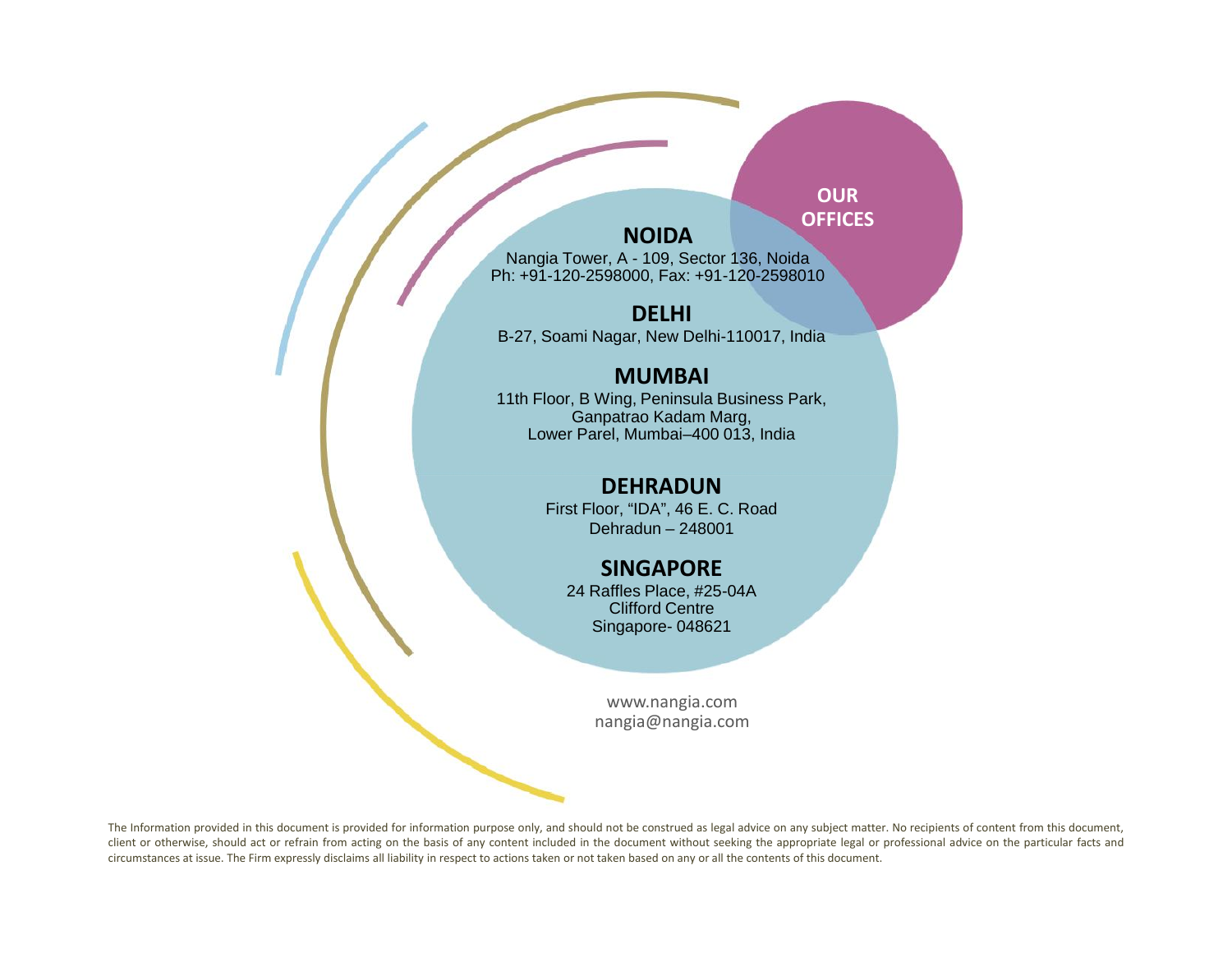## OUR OFFICES

### NOIDA

Nangia Tower, A - 109, Sector 136, Noida
Ph: +91-120-2598000, Fax: +91-120-2598010

### DELHI

B-27, Soami Nagar, New Delhi-110017, India

### MUMBAI

11th Floor, B Wing, Peninsula Business Park,
Ganpatrao Kadam Marg,
Lower Parel, Mumbai–400 013, India

### DEHRADUN

First Floor, "IDA", 46 E. C. Road
Dehradun – 248001

### SINGAPORE

24 Raffles Place, #25-04A
Clifford Centre
Singapore- 048621

www.nangia.com
nangia@nangia.com

The Information provided in this document is provided for information purpose only, and should not be construed as legal advice on any subject matter. No recipients of content from this document, client or otherwise, should act or refrain from acting on the basis of any content included in the document without seeking the appropriate legal or professional advice on the particular facts and circumstances at issue. The Firm expressly disclaims all liability in respect to actions taken or not taken based on any or all the contents of this document.